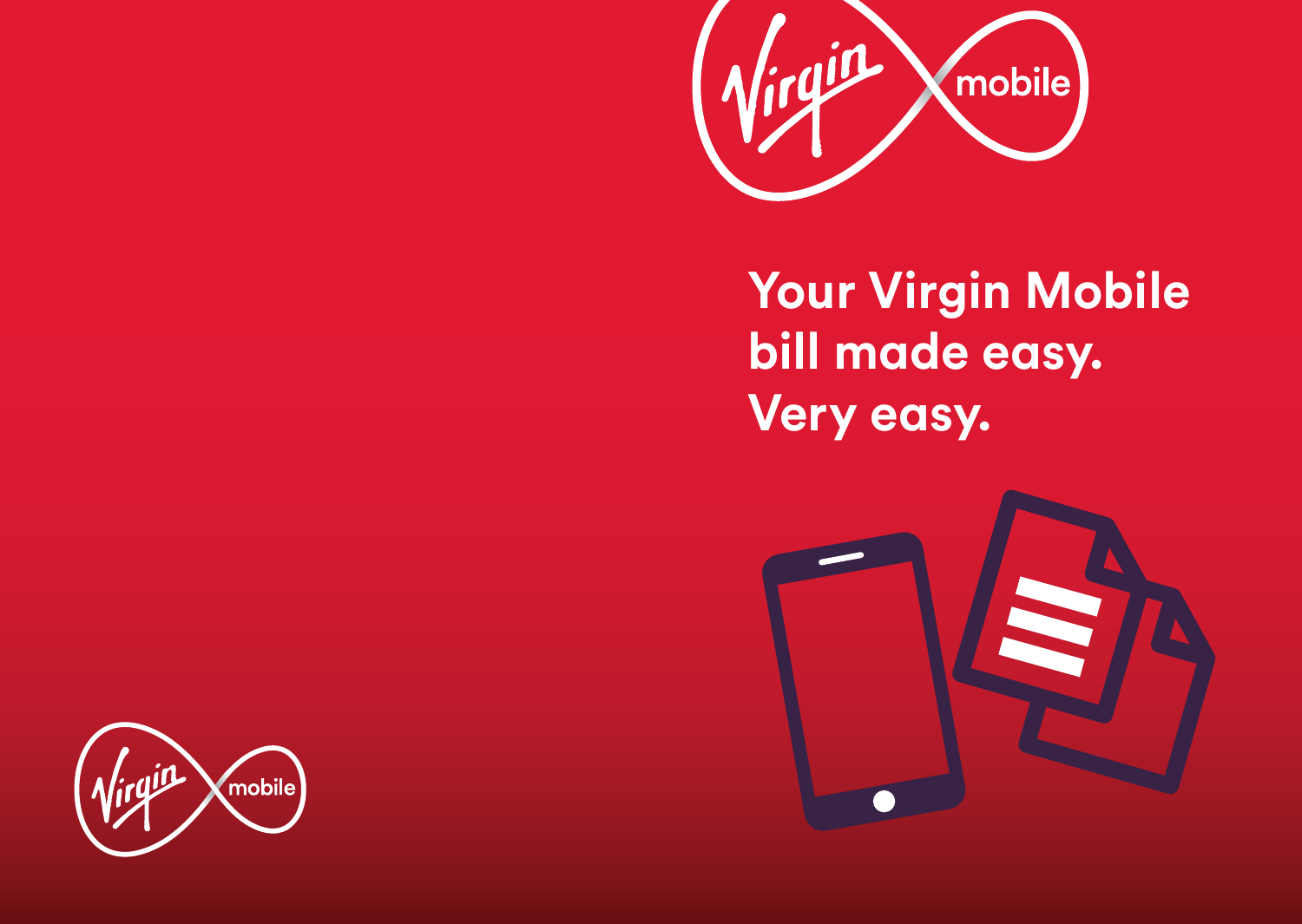# Your Virgin Mobile bill made easy. Very easy.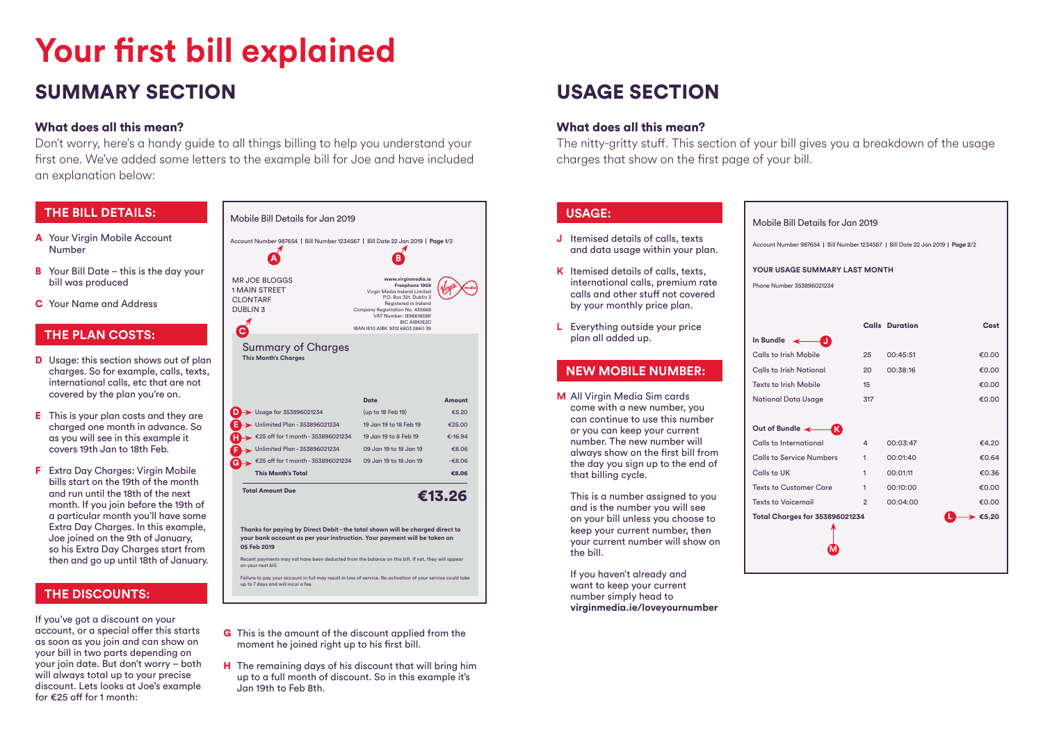# Your first bill explained

## SUMMARY SECTION

### What does all this mean?

Don't worry, here's a handy guide to all things billing to help you understand your first one. We've added some letters to the example bill for Joe and have included an explanation below:

### THE BILL DETAILS:

- **A** Your Virgin Mobile Account Number
- **B** Your Bill Date – this is the day your bill was produced
- **C** Your Name and Address

### THE PLAN COSTS:

- **D** Usage: this section shows out of plan charges. So for example, calls, texts, international calls, etc that are not covered by the plan you're on.
- **E** This is your plan costs and they are charged one month in advance. So as you will see in this example it covers 19th Jan to 18th Feb.
- **F** Extra Day Charges: Virgin Mobile bills start on the 19th of the month and run until the 18th of the next month. If you join before the 19th of a particular month you'll have some Extra Day Charges. In this example, Joe joined on the 9th of January, so his Extra Day Charges start from then and go up until 18th of January.

### THE DISCOUNTS:

If you've got a discount on your account, or a special offer this starts as soon as you join and can show on your bill in two parts depending on your join date. But don't worry – both will always total up to your precise discount. Lets looks at Joe's example for €25 off for 1 month:

- **G** This is the amount of the discount applied from the moment he joined right up to his first bill.
- **H** The remaining days of his discount that will bring him up to a full month of discount. So in this example it's Jan 19th to Feb 8th.

Mobile Bill Details for Jan 2019

Account Number 987654 | Bill Number 1234567 | Bill Date 22 Jan 2019 | **Page 1/2**

MR JOE BLOGGS
1 MAIN STREET
CLONTARF
DUBLIN 3

**www.virginmedia.ie**
**Freephone 1908**
Virgin Media Ireland Limited
P.O. Box 321, Dublin 3
Registered in Ireland
Company Registration No. 435668
VAT Number: IE9661858K
BIC AIBKIE2D
IBAN IE10 AIBK 9312 6803 2860 39

Summary of Charges
**This Month's Charges**

| | Date | Amount |
|---|---|---|
| (D) Usage for 353896021234 | (up to 18 Feb 19) | €5.20 |
| (E) Unlimited Plan - 353896021234 | 19 Jan 19 to 18 Feb 19 | €25.00 |
| (H) €25 off for 1 month - 353896021234 | 19 Jan 19 to 8 Feb 19 | €-16.94 |
| (F) Unlimited Plan - 353896021234 | 09 Jan 19 to 18 Jan 19 | €8.06 |
| (G) €25 off for 1 month - 353896021234 | 09 Jan 19 to 18 Jan 19 | -€8.06 |
| **This Month's Total** | | **€8.06** |

**Total Amount Due** **€13.26**

**Thanks for paying by Direct Debit - the total shown will be charged direct to your bank account as per your instruction. Your payment will be taken on 05 Feb 2019**

Recent payments may not have been deducted from the balance on this bill. If not, they will appear on your next bill.

Failure to pay your account in full may result in loss of service. Re-activation of your service could take up to 7 days and will incur a fee.

## USAGE SECTION

### What does all this mean?

The nitty-gritty stuff. This section of your bill gives you a breakdown of the usage charges that show on the first page of your bill.

### USAGE:

- **J** Itemised details of calls, texts and data usage within your plan.
- **K** Itemised details of calls, texts, international calls, premium rate calls and other stuff not covered by your monthly price plan.
- **L** Everything outside your price plan all added up.

### NEW MOBILE NUMBER:

- **M** All Virgin Media Sim cards come with a new number, you can continue to use this number or you can keep your current number. The new number will always show on the first bill from the day you sign up to the end of that billing cycle.

  This is a number assigned to you and is the number you will see on your bill unless you choose to keep your current number, then your current number will show on the bill.

  If you haven't already and want to keep your current number simply head to **virginmedia.ie/loveyournumber**

Mobile Bill Details for Jan 2019

Account Number 987654 | Bill Number 1234567 | Bill Date 22 Jan 2019 | **Page 2/2**

**YOUR USAGE SUMMARY LAST MONTH**

Phone Number 353896021234

| | Calls | Duration | Cost |
|---|---|---|---|
| **In Bundle** (J) | | | |
| Calls to Irish Mobile | 25 | 00:45:51 | €0.00 |
| Calls to Irish National | 20 | 00:38:16 | €0.00 |
| Texts to Irish Mobile | 15 | | €0.00 |
| National Data Usage | 317 | | €0.00 |
| **Out of Bundle** (K) | | | |
| Calls to International | 4 | 00:03:47 | €4.20 |
| Calls to Service Numbers | 1 | 00:01:40 | €0.64 |
| Calls to UK | 1 | 00:01:11 | €0.36 |
| Texts to Customer Care | 1 | 00:10:00 | €0.00 |
| Texts to Voicemail | 2 | 00:04:00 | €0.00 |
| **Total Charges for 353896021234** (M) (L) | | | **€5.20** |